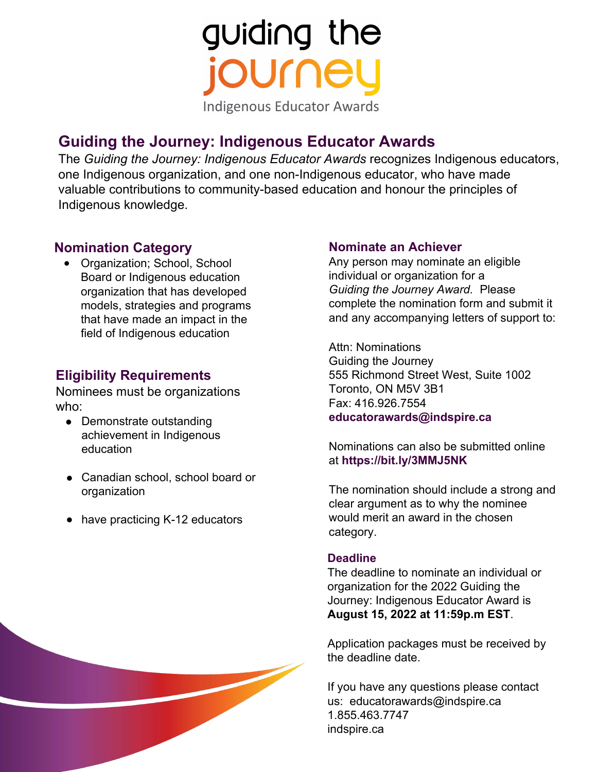guiding the journey

Indigenous Educator Awards

## Guiding the Journey: Indigenous Educator Awards

The *Guiding the Journey: Indigenous Educator Awards* recognizes Indigenous educators, one Indigenous organization, and one non-Indigenous educator, who have made valuable contributions to community-based education and honour the principles of Indigenous knowledge.

### Nomination Category

- Organization; School, School Board or Indigenous education organization that has developed models, strategies and programs that have made an impact in the field of Indigenous education

### Eligibility Requirements

Nominees must be organizations who:

- Demonstrate outstanding achievement in Indigenous education
- Canadian school, school board or organization
- have practicing K-12 educators

### Nominate an Achiever

Any person may nominate an eligible individual or organization for a *Guiding the Journey Award.* Please complete the nomination form and submit it and any accompanying letters of support to:

Attn: Nominations
Guiding the Journey
555 Richmond Street West, Suite 1002
Toronto, ON M5V 3B1
Fax: 416.926.7554
**educatorawards@indspire.ca**

Nominations can also be submitted online at **https://bit.ly/3MMJ5NK**

The nomination should include a strong and clear argument as to why the nominee would merit an award in the chosen category.

### Deadline

The deadline to nominate an individual or organization for the 2022 Guiding the Journey: Indigenous Educator Award is **August 15, 2022 at 11:59p.m EST**.

Application packages must be received by the deadline date.

If you have any questions please contact us: educatorawards@indspire.ca
1.855.463.7747
indspire.ca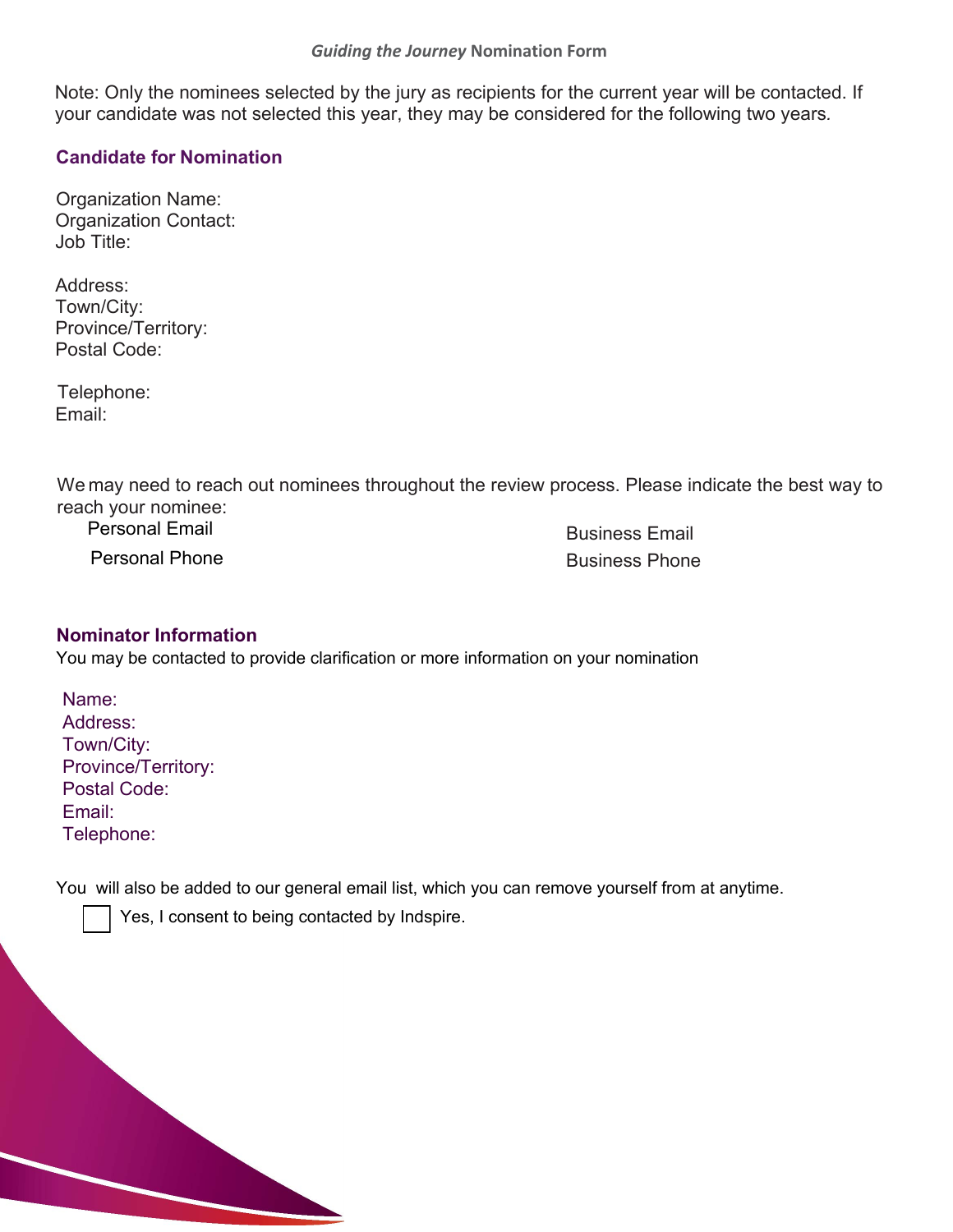***Guiding the Journey* Nomination Form**

Note: Only the nominees selected by the jury as recipients for the current year will be contacted. If your candidate was not selected this year, they may be considered for the following two years.

## Candidate for Nomination

Organization Name:
Organization Contact:
Job Title:

Address:
Town/City:
Province/Territory:
Postal Code:

Telephone:
Email:

We may need to reach out nominees throughout the review process. Please indicate the best way to reach your nominee:

Personal Email
Personal Phone
Business Email
Business Phone

## Nominator Information

You may be contacted to provide clarification or more information on your nomination

Name:
Address:
Town/City:
Province/Territory:
Postal Code:
Email:
Telephone:

You will also be added to our general email list, which you can remove yourself from at anytime.

☐ Yes, I consent to being contacted by Indspire.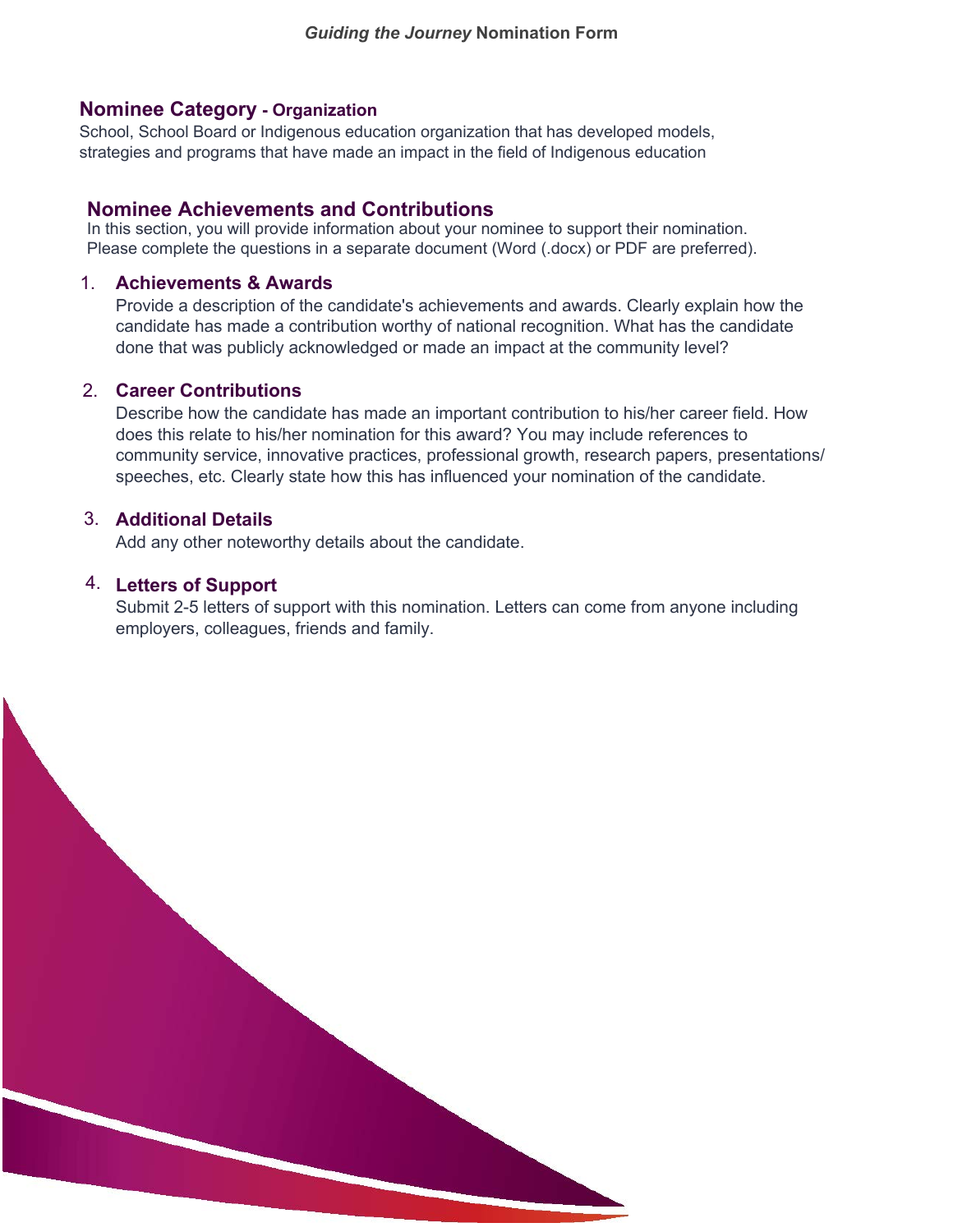## Nominee Category - Organization

School, School Board or Indigenous education organization that has developed models, strategies and programs that have made an impact in the field of Indigenous education

## Nominee Achievements and Contributions

In this section, you will provide information about your nominee to support their nomination. Please complete the questions in a separate document (Word (.docx) or PDF are preferred).

1. **Achievements & Awards**
   Provide a description of the candidate's achievements and awards. Clearly explain how the candidate has made a contribution worthy of national recognition. What has the candidate done that was publicly acknowledged or made an impact at the community level?

2. **Career Contributions**
   Describe how the candidate has made an important contribution to his/her career field. How does this relate to his/her nomination for this award? You may include references to community service, innovative practices, professional growth, research papers, presentations/speeches, etc. Clearly state how this has influenced your nomination of the candidate.

3. **Additional Details**
   Add any other noteworthy details about the candidate.

4. **Letters of Support**
   Submit 2-5 letters of support with this nomination. Letters can come from anyone including employers, colleagues, friends and family.